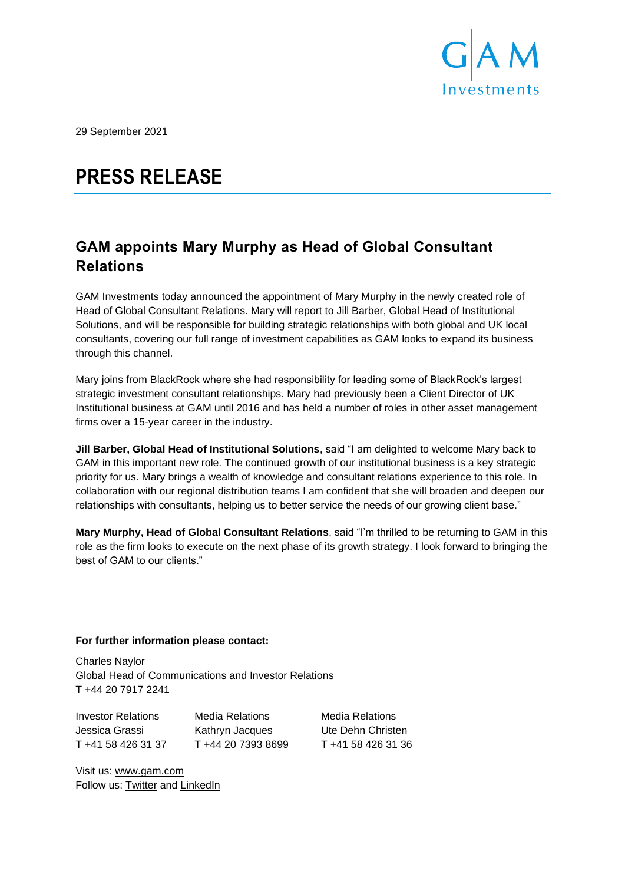29 September 2021

# PRESS RELEASE

## GAM appoints Mary Murphy as Head of Global Consultant Relations

GAM Investments today announced the appointment of Mary Murphy in the newly created role of Head of Global Consultant Relations. Mary will report to Jill Barber, Global Head of Institutional Solutions, and will be responsible for building strategic relationships with both global and UK local consultants, covering our full range of investment capabilities as GAM looks to expand its business through this channel.

Mary joins from BlackRock where she had responsibility for leading some of BlackRock's largest strategic investment consultant relationships. Mary had previously been a Client Director of UK Institutional business at GAM until 2016 and has held a number of roles in other asset management firms over a 15-year career in the industry.

**Jill Barber, Global Head of Institutional Solutions**, said "I am delighted to welcome Mary back to GAM in this important new role. The continued growth of our institutional business is a key strategic priority for us. Mary brings a wealth of knowledge and consultant relations experience to this role. In collaboration with our regional distribution teams I am confident that she will broaden and deepen our relationships with consultants, helping us to better service the needs of our growing client base."

**Mary Murphy, Head of Global Consultant Relations**, said "I'm thrilled to be returning to GAM in this role as the firm looks to execute on the next phase of its growth strategy. I look forward to bringing the best of GAM to our clients."

**For further information please contact:**

Charles Naylor
Global Head of Communications and Investor Relations
T +44 20 7917 2241

| Investor Relations | Media Relations | Media Relations |
|---|---|---|
| Jessica Grassi | Kathryn Jacques | Ute Dehn Christen |
| T +41 58 426 31 37 | T +44 20 7393 8699 | T +41 58 426 31 36 |

Visit us: www.gam.com
Follow us: Twitter and LinkedIn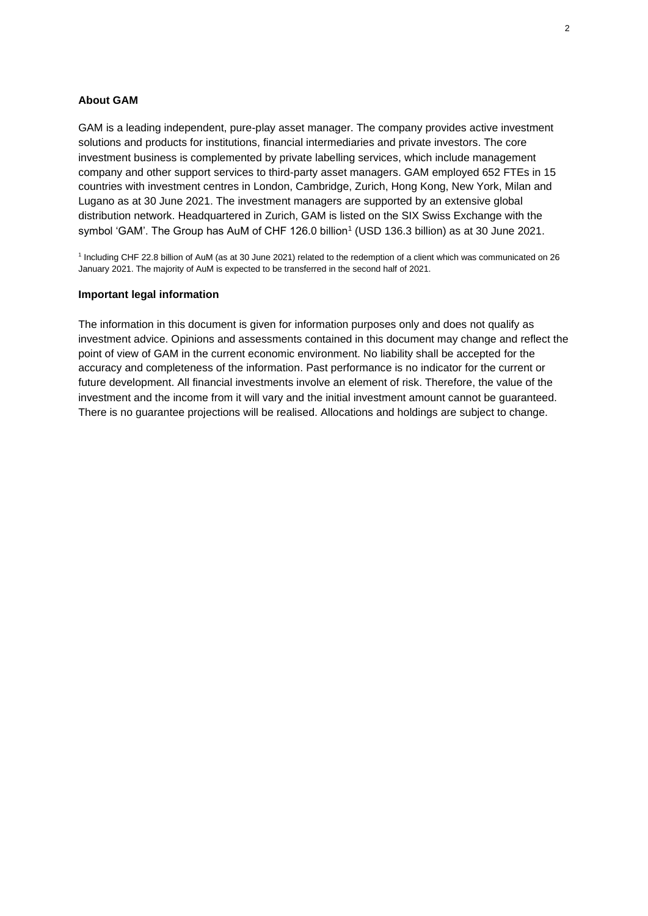**About GAM**

GAM is a leading independent, pure-play asset manager. The company provides active investment solutions and products for institutions, financial intermediaries and private investors. The core investment business is complemented by private labelling services, which include management company and other support services to third-party asset managers. GAM employed 652 FTEs in 15 countries with investment centres in London, Cambridge, Zurich, Hong Kong, New York, Milan and Lugano as at 30 June 2021. The investment managers are supported by an extensive global distribution network. Headquartered in Zurich, GAM is listed on the SIX Swiss Exchange with the symbol 'GAM'. The Group has AuM of CHF 126.0 billion[1] (USD 136.3 billion) as at 30 June 2021.

[1] Including CHF 22.8 billion of AuM (as at 30 June 2021) related to the redemption of a client which was communicated on 26 January 2021. The majority of AuM is expected to be transferred in the second half of 2021.

**Important legal information**

The information in this document is given for information purposes only and does not qualify as investment advice. Opinions and assessments contained in this document may change and reflect the point of view of GAM in the current economic environment. No liability shall be accepted for the accuracy and completeness of the information. Past performance is no indicator for the current or future development. All financial investments involve an element of risk. Therefore, the value of the investment and the income from it will vary and the initial investment amount cannot be guaranteed. There is no guarantee projections will be realised. Allocations and holdings are subject to change.